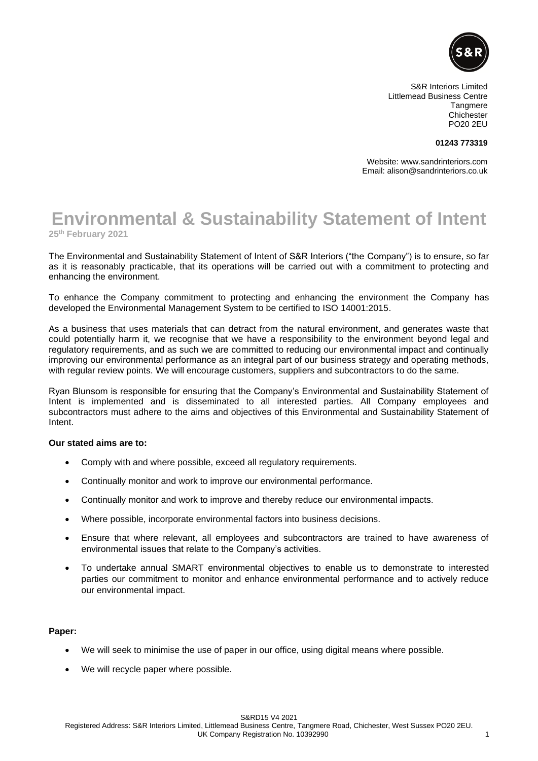S&R Interiors Limited
Littlemead Business Centre
Tangmere
Chichester
PO20 2EU

**01243 773319**

Website: www.sandrinteriors.com
Email: alison@sandrinteriors.co.uk

# Environmental & Sustainability Statement of Intent

**25th February 2021**

The Environmental and Sustainability Statement of Intent of S&R Interiors ("the Company") is to ensure, so far as it is reasonably practicable, that its operations will be carried out with a commitment to protecting and enhancing the environment.

To enhance the Company commitment to protecting and enhancing the environment the Company has developed the Environmental Management System to be certified to ISO 14001:2015.

As a business that uses materials that can detract from the natural environment, and generates waste that could potentially harm it, we recognise that we have a responsibility to the environment beyond legal and regulatory requirements, and as such we are committed to reducing our environmental impact and continually improving our environmental performance as an integral part of our business strategy and operating methods, with regular review points. We will encourage customers, suppliers and subcontractors to do the same.

Ryan Blunsom is responsible for ensuring that the Company's Environmental and Sustainability Statement of Intent is implemented and is disseminated to all interested parties. All Company employees and subcontractors must adhere to the aims and objectives of this Environmental and Sustainability Statement of Intent.

**Our stated aims are to:**

- Comply with and where possible, exceed all regulatory requirements.
- Continually monitor and work to improve our environmental performance.
- Continually monitor and work to improve and thereby reduce our environmental impacts.
- Where possible, incorporate environmental factors into business decisions.
- Ensure that where relevant, all employees and subcontractors are trained to have awareness of environmental issues that relate to the Company's activities.
- To undertake annual SMART environmental objectives to enable us to demonstrate to interested parties our commitment to monitor and enhance environmental performance and to actively reduce our environmental impact.

**Paper:**

- We will seek to minimise the use of paper in our office, using digital means where possible.
- We will recycle paper where possible.

S&RD15 V4 2021
Registered Address: S&R Interiors Limited, Littlemead Business Centre, Tangmere Road, Chichester, West Sussex PO20 2EU.
UK Company Registration No. 10392990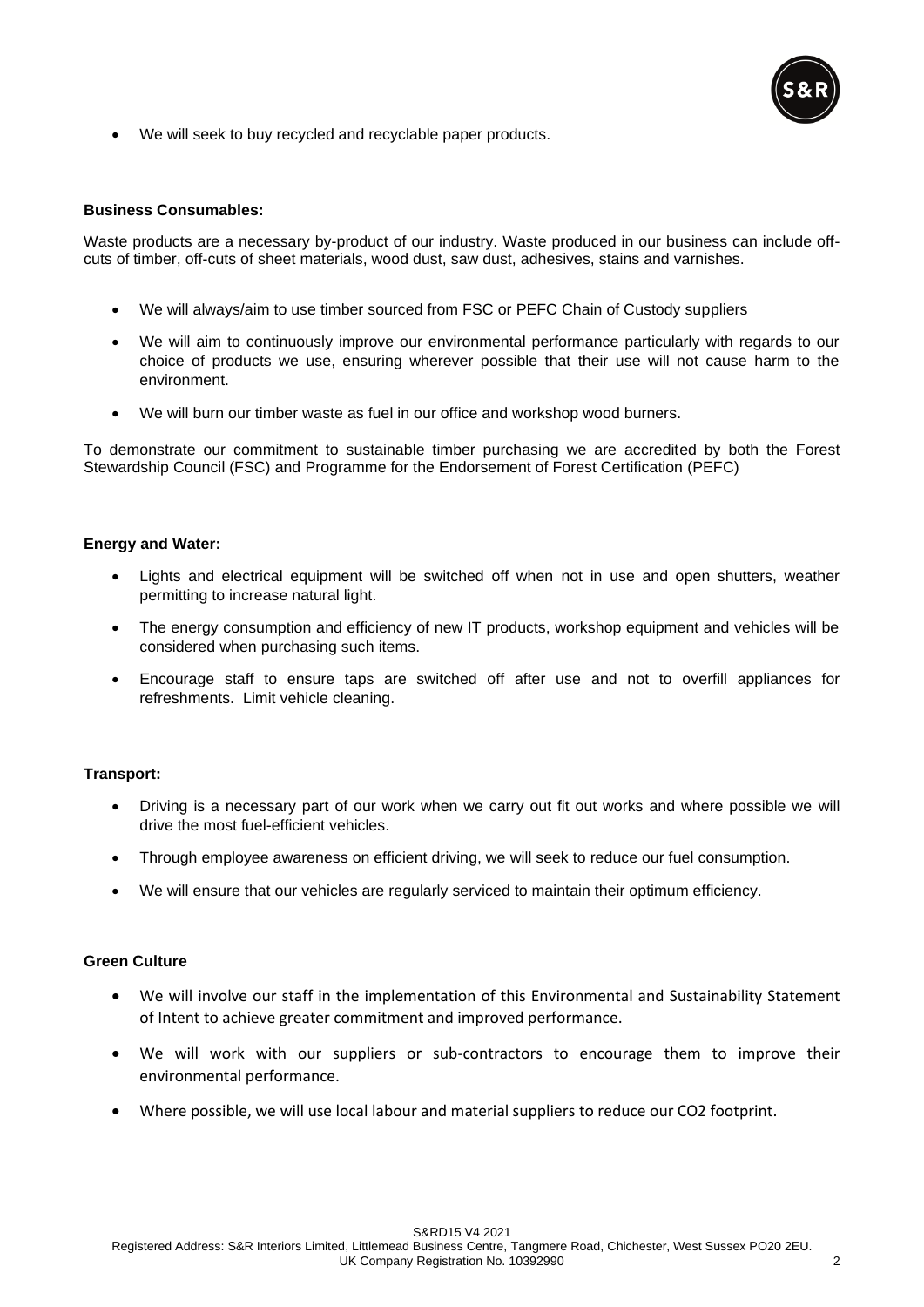- We will seek to buy recycled and recyclable paper products.

**Business Consumables:**

Waste products are a necessary by-product of our industry. Waste produced in our business can include off-cuts of timber, off-cuts of sheet materials, wood dust, saw dust, adhesives, stains and varnishes.

- We will always/aim to use timber sourced from FSC or PEFC Chain of Custody suppliers
- We will aim to continuously improve our environmental performance particularly with regards to our choice of products we use, ensuring wherever possible that their use will not cause harm to the environment.
- We will burn our timber waste as fuel in our office and workshop wood burners.

To demonstrate our commitment to sustainable timber purchasing we are accredited by both the Forest Stewardship Council (FSC) and Programme for the Endorsement of Forest Certification (PEFC)

**Energy and Water:**

- Lights and electrical equipment will be switched off when not in use and open shutters, weather permitting to increase natural light.
- The energy consumption and efficiency of new IT products, workshop equipment and vehicles will be considered when purchasing such items.
- Encourage staff to ensure taps are switched off after use and not to overfill appliances for refreshments. Limit vehicle cleaning.

**Transport:**

- Driving is a necessary part of our work when we carry out fit out works and where possible we will drive the most fuel-efficient vehicles.
- Through employee awareness on efficient driving, we will seek to reduce our fuel consumption.
- We will ensure that our vehicles are regularly serviced to maintain their optimum efficiency.

**Green Culture**

- We will involve our staff in the implementation of this Environmental and Sustainability Statement of Intent to achieve greater commitment and improved performance.
- We will work with our suppliers or sub-contractors to encourage them to improve their environmental performance.
- Where possible, we will use local labour and material suppliers to reduce our $CO_2$ footprint.

S&RD15 V4 2021
Registered Address: S&R Interiors Limited, Littlemead Business Centre, Tangmere Road, Chichester, West Sussex PO20 2EU.
UK Company Registration No. 10392990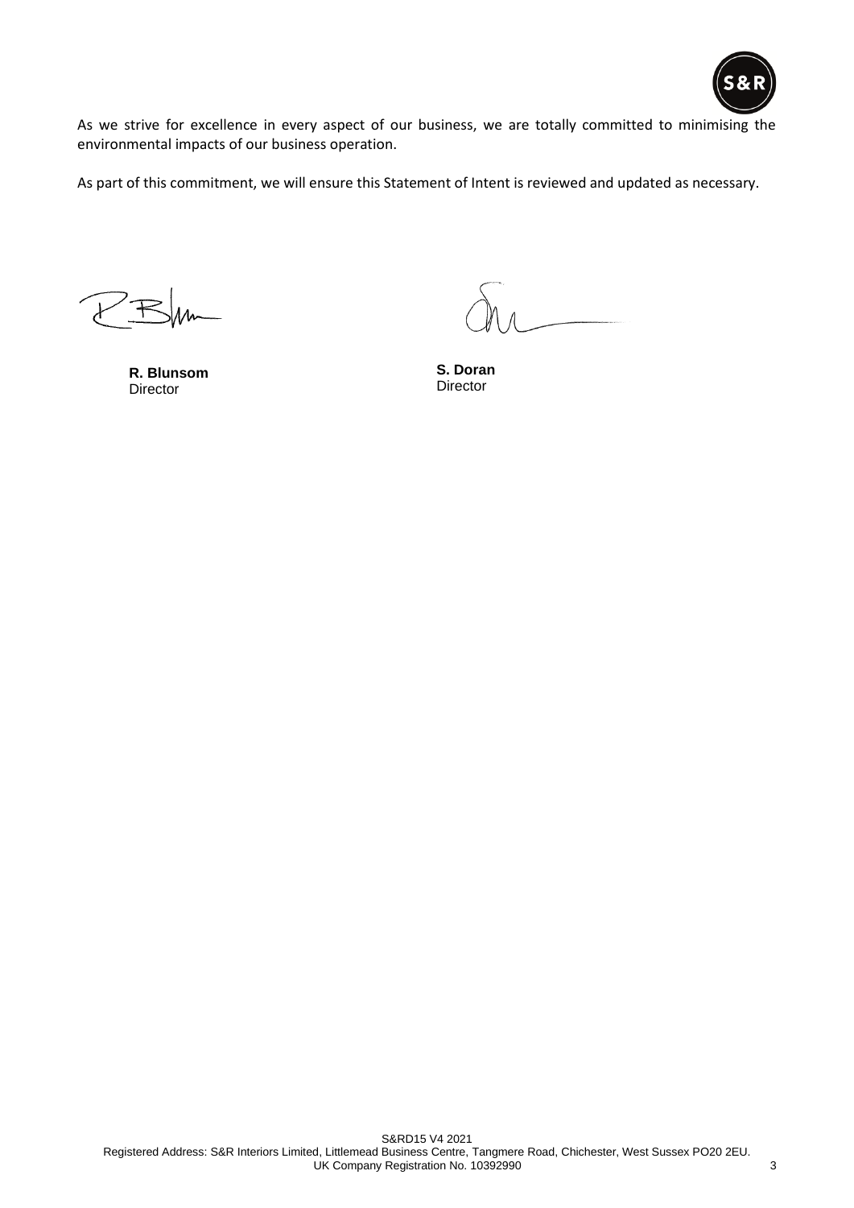As we strive for excellence in every aspect of our business, we are totally committed to minimising the environmental impacts of our business operation.

As part of this commitment, we will ensure this Statement of Intent is reviewed and updated as necessary.

**R. Blunsom**
Director

**S. Doran**
Director